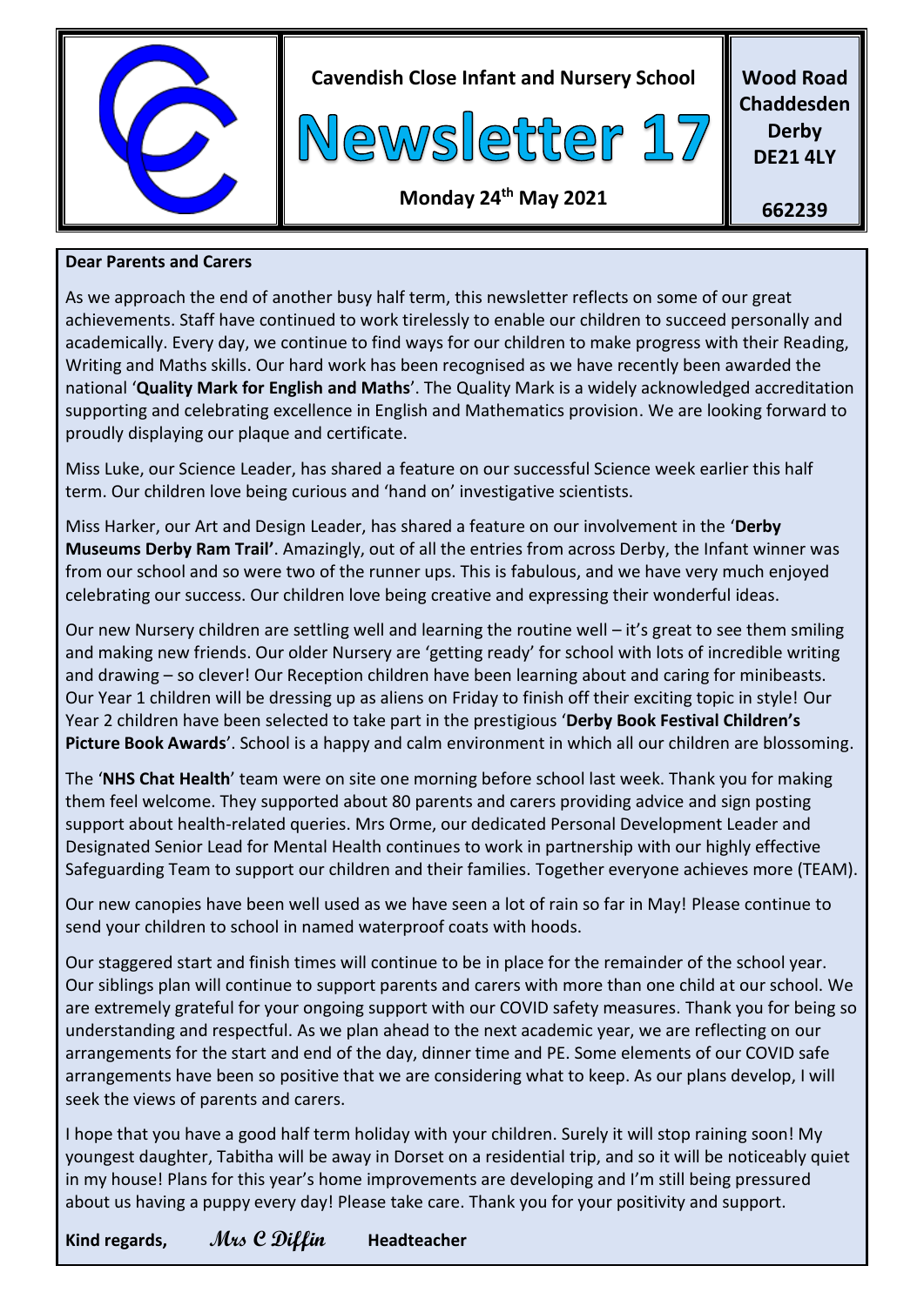**Cavendish Close Infant and Nursery School**

# Newsletter 17

**Monday 24th May 2021**

**Wood Road Chaddesden Derby DE21 4LY**

**662239**

**Dear Parents and Carers**

As we approach the end of another busy half term, this newsletter reflects on some of our great achievements. Staff have continued to work tirelessly to enable our children to succeed personally and academically. Every day, we continue to find ways for our children to make progress with their Reading, Writing and Maths skills. Our hard work has been recognised as we have recently been awarded the national '**Quality Mark for English and Maths**'. The Quality Mark is a widely acknowledged accreditation supporting and celebrating excellence in English and Mathematics provision. We are looking forward to proudly displaying our plaque and certificate.

Miss Luke, our Science Leader, has shared a feature on our successful Science week earlier this half term. Our children love being curious and 'hand on' investigative scientists.

Miss Harker, our Art and Design Leader, has shared a feature on our involvement in the '**Derby Museums Derby Ram Trail'**. Amazingly, out of all the entries from across Derby, the Infant winner was from our school and so were two of the runner ups. This is fabulous, and we have very much enjoyed celebrating our success. Our children love being creative and expressing their wonderful ideas.

Our new Nursery children are settling well and learning the routine well – it's great to see them smiling and making new friends. Our older Nursery are 'getting ready' for school with lots of incredible writing and drawing – so clever! Our Reception children have been learning about and caring for minibeasts. Our Year 1 children will be dressing up as aliens on Friday to finish off their exciting topic in style! Our Year 2 children have been selected to take part in the prestigious '**Derby Book Festival Children's Picture Book Awards**'. School is a happy and calm environment in which all our children are blossoming.

The '**NHS Chat Health**' team were on site one morning before school last week. Thank you for making them feel welcome. They supported about 80 parents and carers providing advice and sign posting support about health-related queries. Mrs Orme, our dedicated Personal Development Leader and Designated Senior Lead for Mental Health continues to work in partnership with our highly effective Safeguarding Team to support our children and their families. Together everyone achieves more (TEAM).

Our new canopies have been well used as we have seen a lot of rain so far in May! Please continue to send your children to school in named waterproof coats with hoods.

Our staggered start and finish times will continue to be in place for the remainder of the school year. Our siblings plan will continue to support parents and carers with more than one child at our school. We are extremely grateful for your ongoing support with our COVID safety measures. Thank you for being so understanding and respectful. As we plan ahead to the next academic year, we are reflecting on our arrangements for the start and end of the day, dinner time and PE. Some elements of our COVID safe arrangements have been so positive that we are considering what to keep. As our plans develop, I will seek the views of parents and carers.

I hope that you have a good half term holiday with your children. Surely it will stop raining soon! My youngest daughter, Tabitha will be away in Dorset on a residential trip, and so it will be noticeably quiet in my house! Plans for this year's home improvements are developing and I'm still being pressured about us having a puppy every day! Please take care. Thank you for your positivity and support.

**Kind regards,** *Mrs C Diffin* **Headteacher**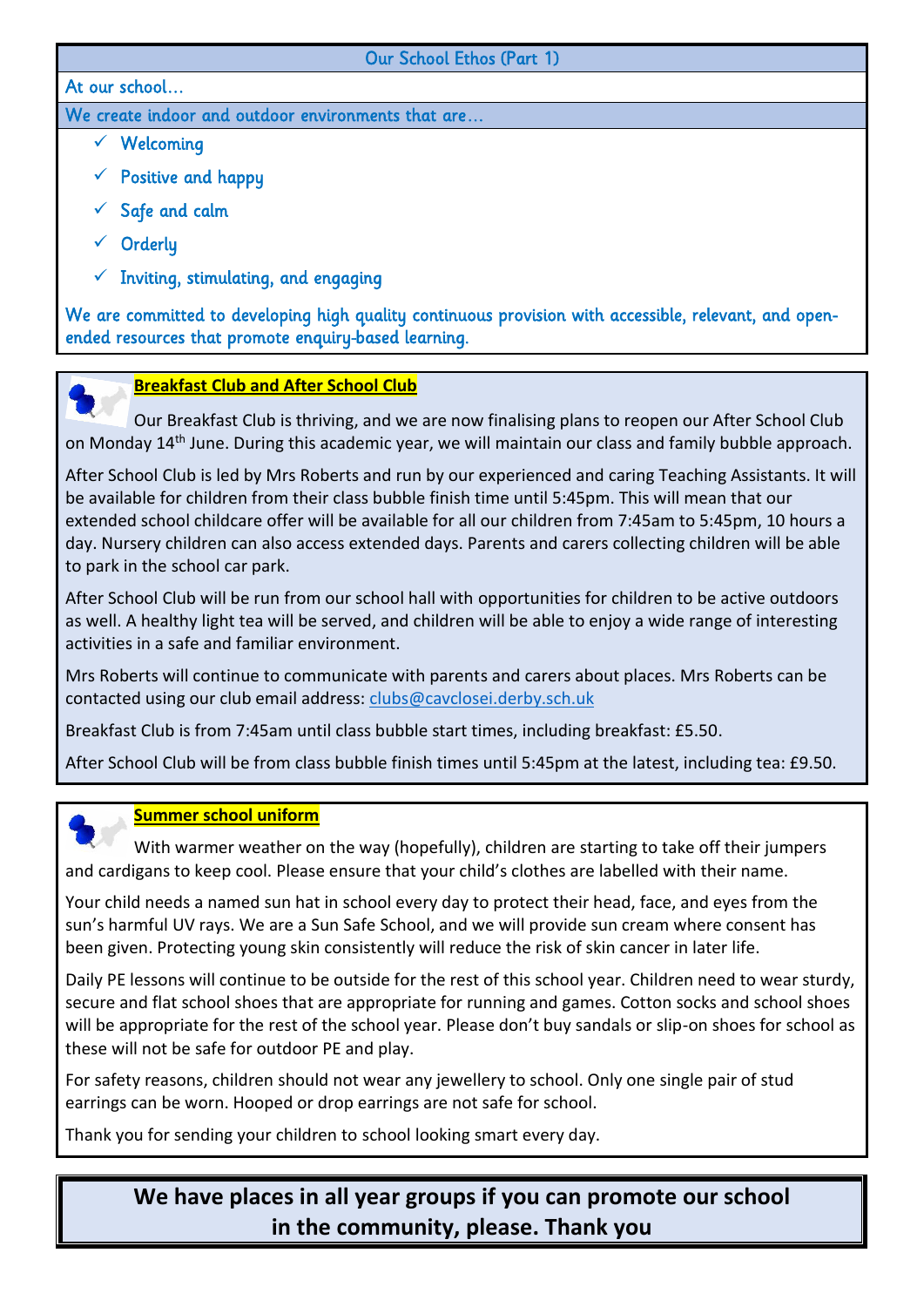## Our School Ethos (Part 1)

At our school…

We create indoor and outdoor environments that are…

- ✓ Welcoming
- ✓ Positive and happy
- ✓ Safe and calm
- ✓ Orderly
- ✓ Inviting, stimulating, and engaging

We are committed to developing high quality continuous provision with accessible, relevant, and open-ended resources that promote enquiry-based learning.

## Breakfast Club and After School Club

Our Breakfast Club is thriving, and we are now finalising plans to reopen our After School Club on Monday 14th June. During this academic year, we will maintain our class and family bubble approach.

After School Club is led by Mrs Roberts and run by our experienced and caring Teaching Assistants. It will be available for children from their class bubble finish time until 5:45pm. This will mean that our extended school childcare offer will be available for all our children from 7:45am to 5:45pm, 10 hours a day. Nursery children can also access extended days. Parents and carers collecting children will be able to park in the school car park.

After School Club will be run from our school hall with opportunities for children to be active outdoors as well. A healthy light tea will be served, and children will be able to enjoy a wide range of interesting activities in a safe and familiar environment.

Mrs Roberts will continue to communicate with parents and carers about places. Mrs Roberts can be contacted using our club email address: clubs@cavclosei.derby.sch.uk

Breakfast Club is from 7:45am until class bubble start times, including breakfast: £5.50.

After School Club will be from class bubble finish times until 5:45pm at the latest, including tea: £9.50.

## Summer school uniform

With warmer weather on the way (hopefully), children are starting to take off their jumpers and cardigans to keep cool. Please ensure that your child's clothes are labelled with their name.

Your child needs a named sun hat in school every day to protect their head, face, and eyes from the sun's harmful UV rays. We are a Sun Safe School, and we will provide sun cream where consent has been given. Protecting young skin consistently will reduce the risk of skin cancer in later life.

Daily PE lessons will continue to be outside for the rest of this school year. Children need to wear sturdy, secure and flat school shoes that are appropriate for running and games. Cotton socks and school shoes will be appropriate for the rest of the school year. Please don't buy sandals or slip-on shoes for school as these will not be safe for outdoor PE and play.

For safety reasons, children should not wear any jewellery to school. Only one single pair of stud earrings can be worn. Hooped or drop earrings are not safe for school.

Thank you for sending your children to school looking smart every day.

**We have places in all year groups if you can promote our school in the community, please. Thank you**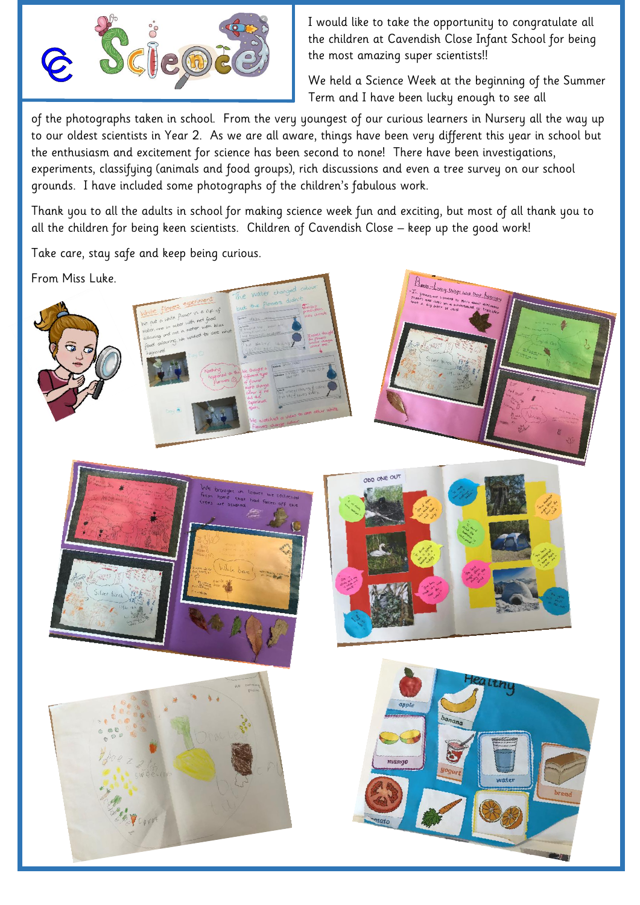# Science

I would like to take the opportunity to congratulate all the children at Cavendish Close Infant School for being the most amazing super scientists!!

We held a Science Week at the beginning of the Summer Term and I have been lucky enough to see all of the photographs taken in school. From the very youngest of our curious learners in Nursery all the way up to our oldest scientists in Year 2. As we are all aware, things have been very different this year in school but the enthusiasm and excitement for science has been second to none! There have been investigations, experiments, classifying (animals and food groups), rich discussions and even a tree survey on our school grounds. I have included some photographs of the children's fabulous work.

Thank you to all the adults in school for making science week fun and exciting, but most of all thank you to all the children for being keen scientists. Children of Cavendish Close – keep up the good work!

Take care, stay safe and keep being curious.

From Miss Luke.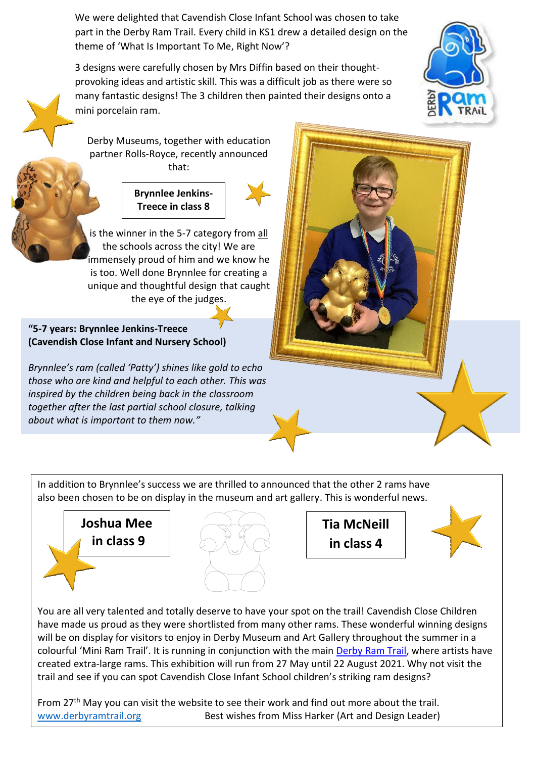We were delighted that Cavendish Close Infant School was chosen to take part in the Derby Ram Trail. Every child in KS1 drew a detailed design on the theme of 'What Is Important To Me, Right Now'?

3 designs were carefully chosen by Mrs Diffin based on their thought-provoking ideas and artistic skill. This was a difficult job as there were so many fantastic designs! The 3 children then painted their designs onto a mini porcelain ram.

Derby Museums, together with education partner Rolls-Royce, recently announced that:

**Brynnlee Jenkins-Treece in class 8**

is the winner in the 5-7 category from all the schools across the city! We are immensely proud of him and we know he is too. Well done Brynnlee for creating a unique and thoughtful design that caught the eye of the judges.

**"5-7 years: Brynnlee Jenkins-Treece (Cavendish Close Infant and Nursery School)**

*Brynnlee's ram (called 'Patty') shines like gold to echo those who are kind and helpful to each other. This was inspired by the children being back in the classroom together after the last partial school closure, talking about what is important to them now."*

In addition to Brynnlee's success we are thrilled to announced that the other 2 rams have also been chosen to be on display in the museum and art gallery. This is wonderful news.

**Joshua Mee in class 9**

**Tia McNeill in class 4**

You are all very talented and totally deserve to have your spot on the trail! Cavendish Close Children have made us proud as they were shortlisted from many other rams. These wonderful winning designs will be on display for visitors to enjoy in Derby Museum and Art Gallery throughout the summer in a colourful 'Mini Ram Trail'. It is running in conjunction with the main Derby Ram Trail, where artists have created extra-large rams. This exhibition will run from 27 May until 22 August 2021. Why not visit the trail and see if you can spot Cavendish Close Infant School children's striking ram designs?

From 27th May you can visit the website to see their work and find out more about the trail. www.derbyramtrail.org

Best wishes from Miss Harker (Art and Design Leader)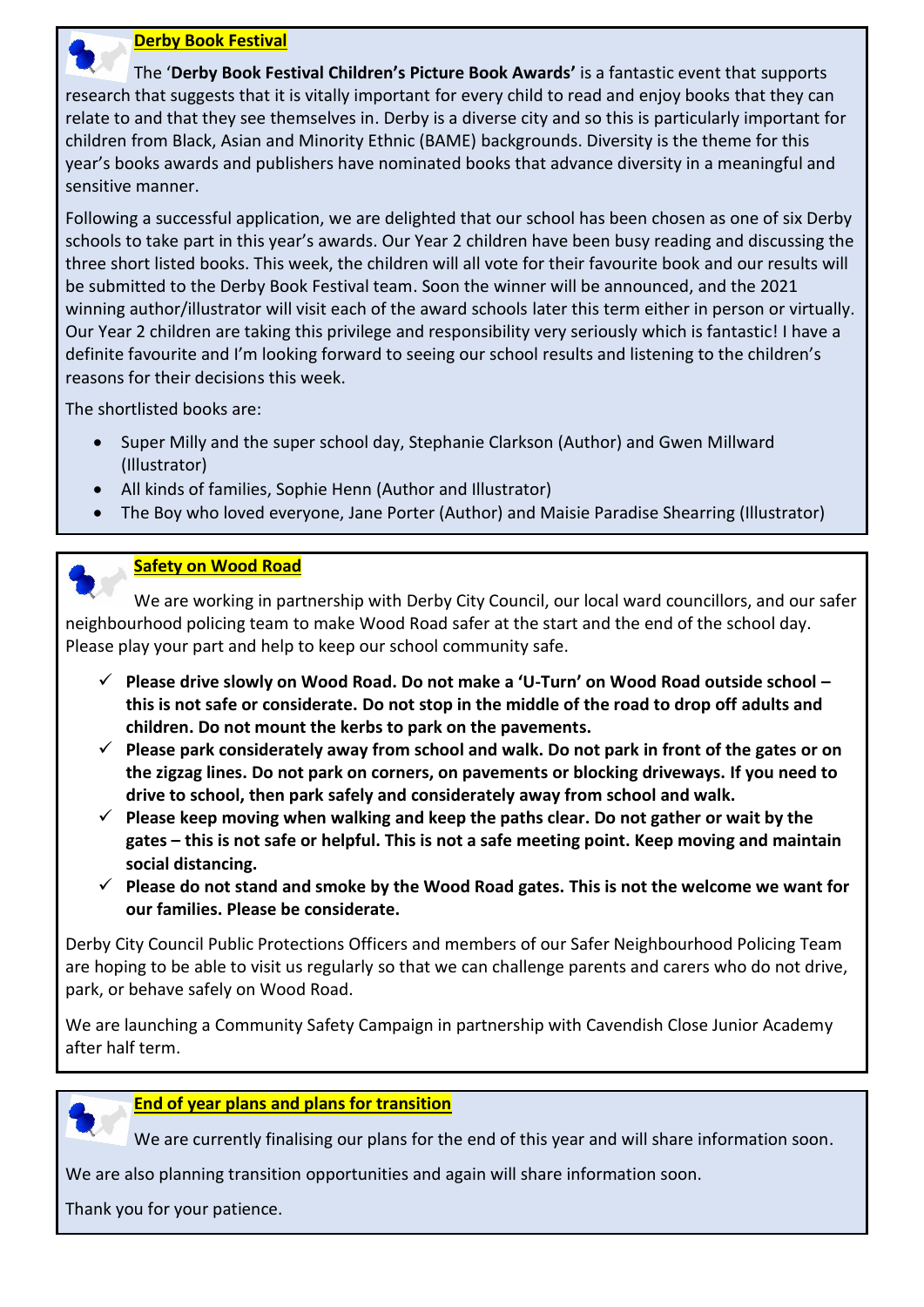## Derby Book Festival

The '**Derby Book Festival Children's Picture Book Awards'** is a fantastic event that supports research that suggests that it is vitally important for every child to read and enjoy books that they can relate to and that they see themselves in. Derby is a diverse city and so this is particularly important for children from Black, Asian and Minority Ethnic (BAME) backgrounds. Diversity is the theme for this year's books awards and publishers have nominated books that advance diversity in a meaningful and sensitive manner.

Following a successful application, we are delighted that our school has been chosen as one of six Derby schools to take part in this year's awards. Our Year 2 children have been busy reading and discussing the three short listed books. This week, the children will all vote for their favourite book and our results will be submitted to the Derby Book Festival team. Soon the winner will be announced, and the 2021 winning author/illustrator will visit each of the award schools later this term either in person or virtually. Our Year 2 children are taking this privilege and responsibility very seriously which is fantastic! I have a definite favourite and I'm looking forward to seeing our school results and listening to the children's reasons for their decisions this week.

The shortlisted books are:

- Super Milly and the super school day, Stephanie Clarkson (Author) and Gwen Millward (Illustrator)
- All kinds of families, Sophie Henn (Author and Illustrator)
- The Boy who loved everyone, Jane Porter (Author) and Maisie Paradise Shearring (Illustrator)

## Safety on Wood Road

We are working in partnership with Derby City Council, our local ward councillors, and our safer neighbourhood policing team to make Wood Road safer at the start and the end of the school day. Please play your part and help to keep our school community safe.

- ✓ **Please drive slowly on Wood Road. Do not make a 'U-Turn' on Wood Road outside school – this is not safe or considerate. Do not stop in the middle of the road to drop off adults and children. Do not mount the kerbs to park on the pavements.**
- ✓ **Please park considerately away from school and walk. Do not park in front of the gates or on the zigzag lines. Do not park on corners, on pavements or blocking driveways. If you need to drive to school, then park safely and considerately away from school and walk.**
- ✓ **Please keep moving when walking and keep the paths clear. Do not gather or wait by the gates – this is not safe or helpful. This is not a safe meeting point. Keep moving and maintain social distancing.**
- ✓ **Please do not stand and smoke by the Wood Road gates. This is not the welcome we want for our families. Please be considerate.**

Derby City Council Public Protections Officers and members of our Safer Neighbourhood Policing Team are hoping to be able to visit us regularly so that we can challenge parents and carers who do not drive, park, or behave safely on Wood Road.

We are launching a Community Safety Campaign in partnership with Cavendish Close Junior Academy after half term.

## End of year plans and plans for transition

We are currently finalising our plans for the end of this year and will share information soon.

We are also planning transition opportunities and again will share information soon.

Thank you for your patience.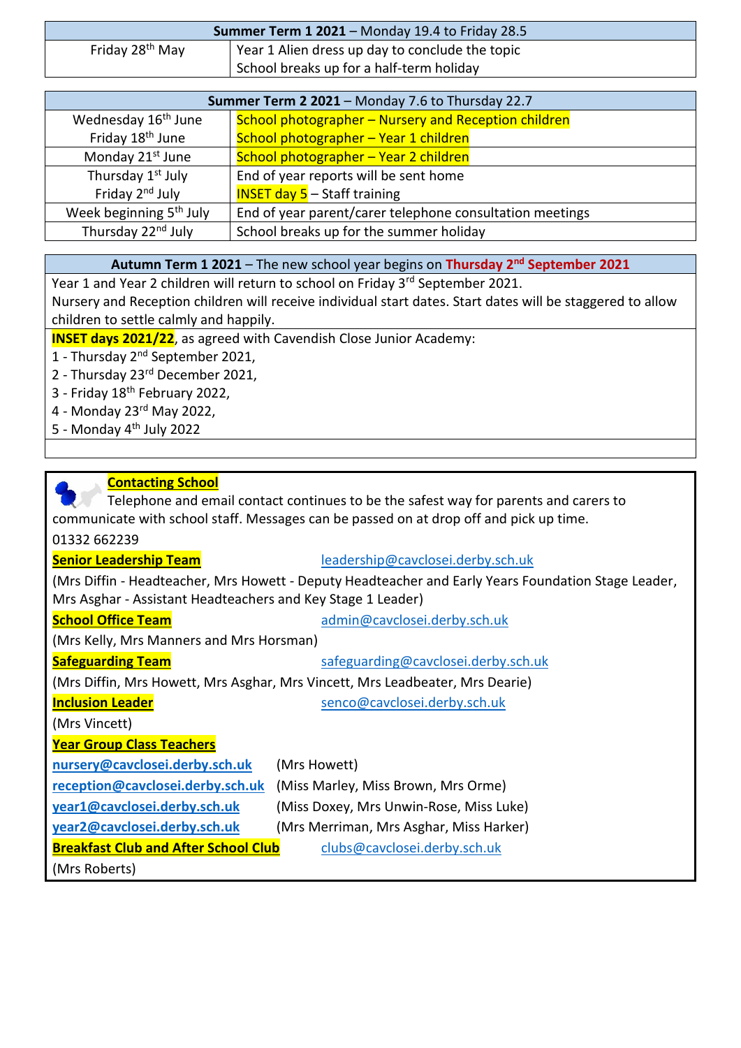| **Summer Term 1 2021** – Monday 19.4 to Friday 28.5 | |
|---|---|
| Friday 28th May | Year 1 Alien dress up day to conclude the topic<br>School breaks up for a half-term holiday |

| **Summer Term 2 2021** – Monday 7.6 to Thursday 22.7 | |
|---|---|
| Wednesday 16th June<br>Friday 18th June | School photographer – Nursery and Reception children<br>School photographer – Year 1 children |
| Monday 21st June | School photographer – Year 2 children |
| Thursday 1st July<br>Friday 2nd July | End of year reports will be sent home<br>INSET day 5 – Staff training |
| Week beginning 5th July | End of year parent/carer telephone consultation meetings |
| Thursday 22nd July | School breaks up for the summer holiday |

**Autumn Term 1 2021** – The new school year begins on **Thursday 2nd September 2021**

Year 1 and Year 2 children will return to school on Friday 3rd September 2021.
Nursery and Reception children will receive individual start dates. Start dates will be staggered to allow children to settle calmly and happily.

**INSET days 2021/22**, as agreed with Cavendish Close Junior Academy:

1 - Thursday 2nd September 2021,
2 - Thursday 23rd December 2021,
3 - Friday 18th February 2022,
4 - Monday 23rd May 2022,
5 - Monday 4th July 2022

**Contacting School**

Telephone and email contact continues to be the safest way for parents and carers to communicate with school staff. Messages can be passed on at drop off and pick up time.

01332 662239

**Senior Leadership Team** leadership@cavclosei.derby.sch.uk

(Mrs Diffin - Headteacher, Mrs Howett - Deputy Headteacher and Early Years Foundation Stage Leader, Mrs Asghar - Assistant Headteachers and Key Stage 1 Leader)

**School Office Team** admin@cavclosei.derby.sch.uk

(Mrs Kelly, Mrs Manners and Mrs Horsman)

**Safeguarding Team** safeguarding@cavclosei.derby.sch.uk

(Mrs Diffin, Mrs Howett, Mrs Asghar, Mrs Vincett, Mrs Leadbeater, Mrs Dearie)

**Inclusion Leader** senco@cavclosei.derby.sch.uk

(Mrs Vincett)

**Year Group Class Teachers**

**nursery@cavclosei.derby.sch.uk** (Mrs Howett)
**reception@cavclosei.derby.sch.uk** (Miss Marley, Miss Brown, Mrs Orme)
**year1@cavclosei.derby.sch.uk** (Miss Doxey, Mrs Unwin-Rose, Miss Luke)
**year2@cavclosei.derby.sch.uk** (Mrs Merriman, Mrs Asghar, Miss Harker)

**Breakfast Club and After School Club** clubs@cavclosei.derby.sch.uk

(Mrs Roberts)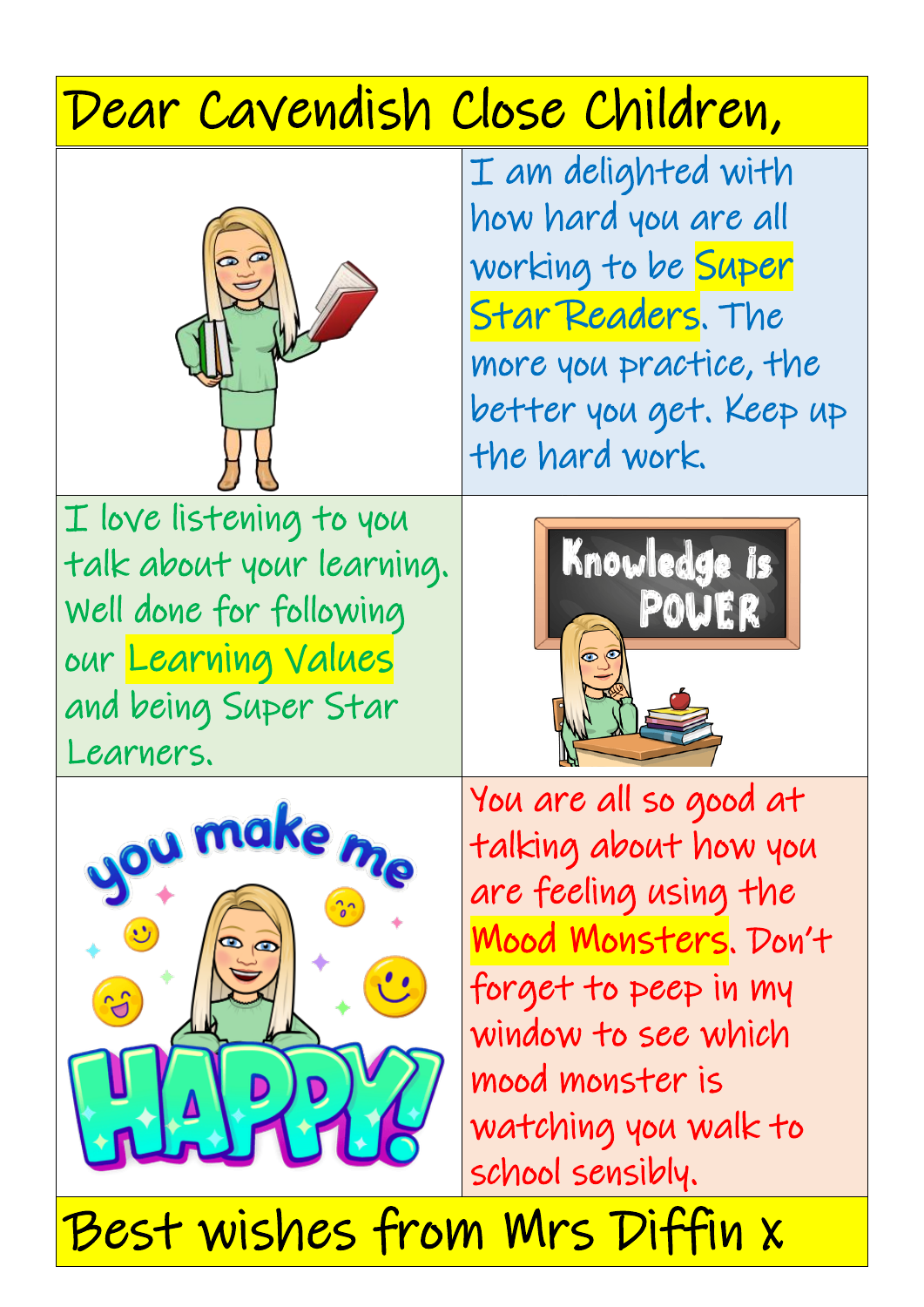Dear Cavendish Close Children,

I am delighted with how hard you are all working to be Super Star Readers. The more you practice, the better you get. Keep up the hard work.

I love listening to you talk about your learning. Well done for following our Learning Values and being Super Star Learners.

You are all so good at talking about how you are feeling using the Mood Monsters. Don't forget to peep in my window to see which mood monster is watching you walk to school sensibly.

Best wishes from Mrs Diffin x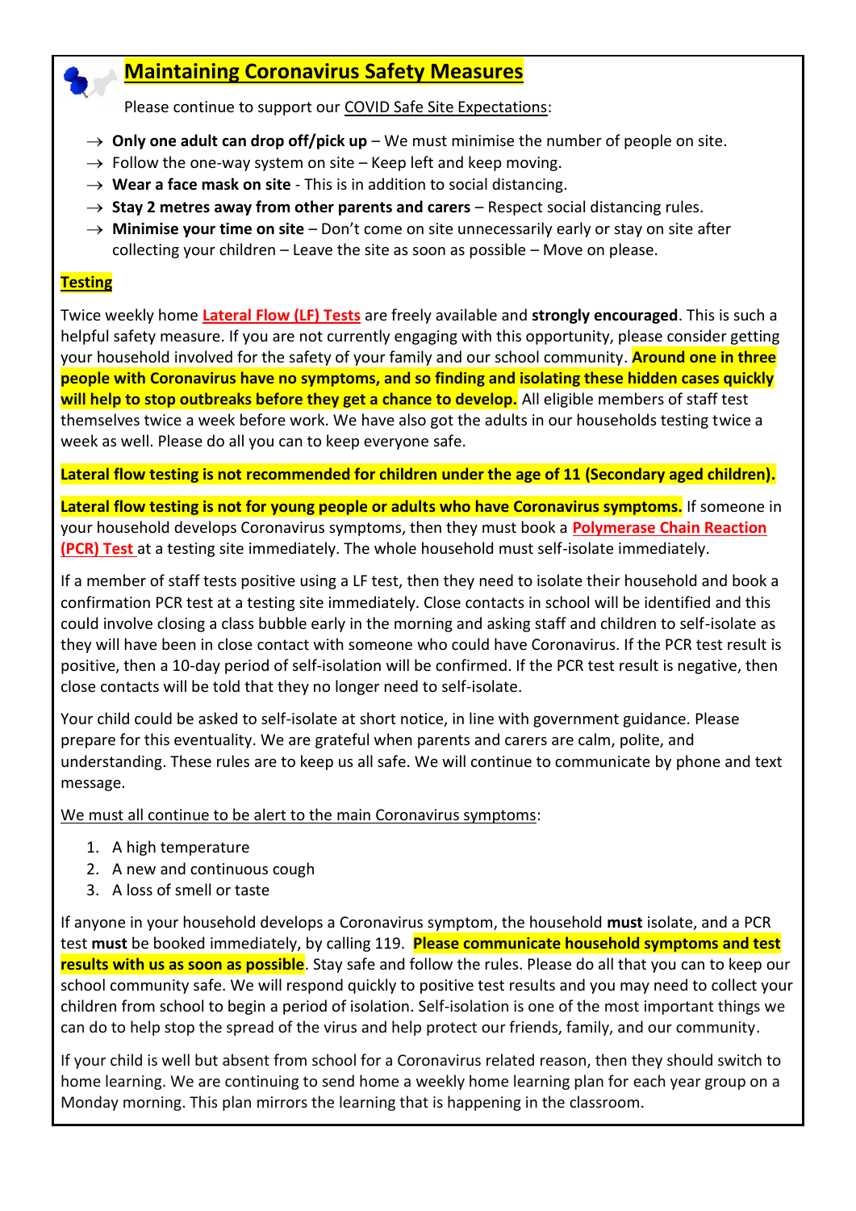## Maintaining Coronavirus Safety Measures

Please continue to support our COVID Safe Site Expectations:

- → **Only one adult can drop off/pick up** – We must minimise the number of people on site.
- → Follow the one-way system on site – Keep left and keep moving.
- → **Wear a face mask on site** - This is in addition to social distancing.
- → **Stay 2 metres away from other parents and carers** – Respect social distancing rules.
- → **Minimise your time on site** – Don't come on site unnecessarily early or stay on site after collecting your children – Leave the site as soon as possible – Move on please.

### Testing

Twice weekly home **Lateral Flow (LF) Tests** are freely available and **strongly encouraged**. This is such a helpful safety measure. If you are not currently engaging with this opportunity, please consider getting your household involved for the safety of your family and our school community. **Around one in three people with Coronavirus have no symptoms, and so finding and isolating these hidden cases quickly will help to stop outbreaks before they get a chance to develop.** All eligible members of staff test themselves twice a week before work. We have also got the adults in our households testing twice a week as well. Please do all you can to keep everyone safe.

**Lateral flow testing is not recommended for children under the age of 11 (Secondary aged children).**

**Lateral flow testing is not for young people or adults who have Coronavirus symptoms.** If someone in your household develops Coronavirus symptoms, then they must book a **Polymerase Chain Reaction (PCR) Test** at a testing site immediately. The whole household must self-isolate immediately.

If a member of staff tests positive using a LF test, then they need to isolate their household and book a confirmation PCR test at a testing site immediately. Close contacts in school will be identified and this could involve closing a class bubble early in the morning and asking staff and children to self-isolate as they will have been in close contact with someone who could have Coronavirus. If the PCR test result is positive, then a 10-day period of self-isolation will be confirmed. If the PCR test result is negative, then close contacts will be told that they no longer need to self-isolate.

Your child could be asked to self-isolate at short notice, in line with government guidance. Please prepare for this eventuality. We are grateful when parents and carers are calm, polite, and understanding. These rules are to keep us all safe. We will continue to communicate by phone and text message.

We must all continue to be alert to the main Coronavirus symptoms:

1. A high temperature
2. A new and continuous cough
3. A loss of smell or taste

If anyone in your household develops a Coronavirus symptom, the household **must** isolate, and a PCR test **must** be booked immediately, by calling 119. **Please communicate household symptoms and test results with us as soon as possible**. Stay safe and follow the rules. Please do all that you can to keep our school community safe. We will respond quickly to positive test results and you may need to collect your children from school to begin a period of isolation. Self-isolation is one of the most important things we can do to help stop the spread of the virus and help protect our friends, family, and our community.

If your child is well but absent from school for a Coronavirus related reason, then they should switch to home learning. We are continuing to send home a weekly home learning plan for each year group on a Monday morning. This plan mirrors the learning that is happening in the classroom.